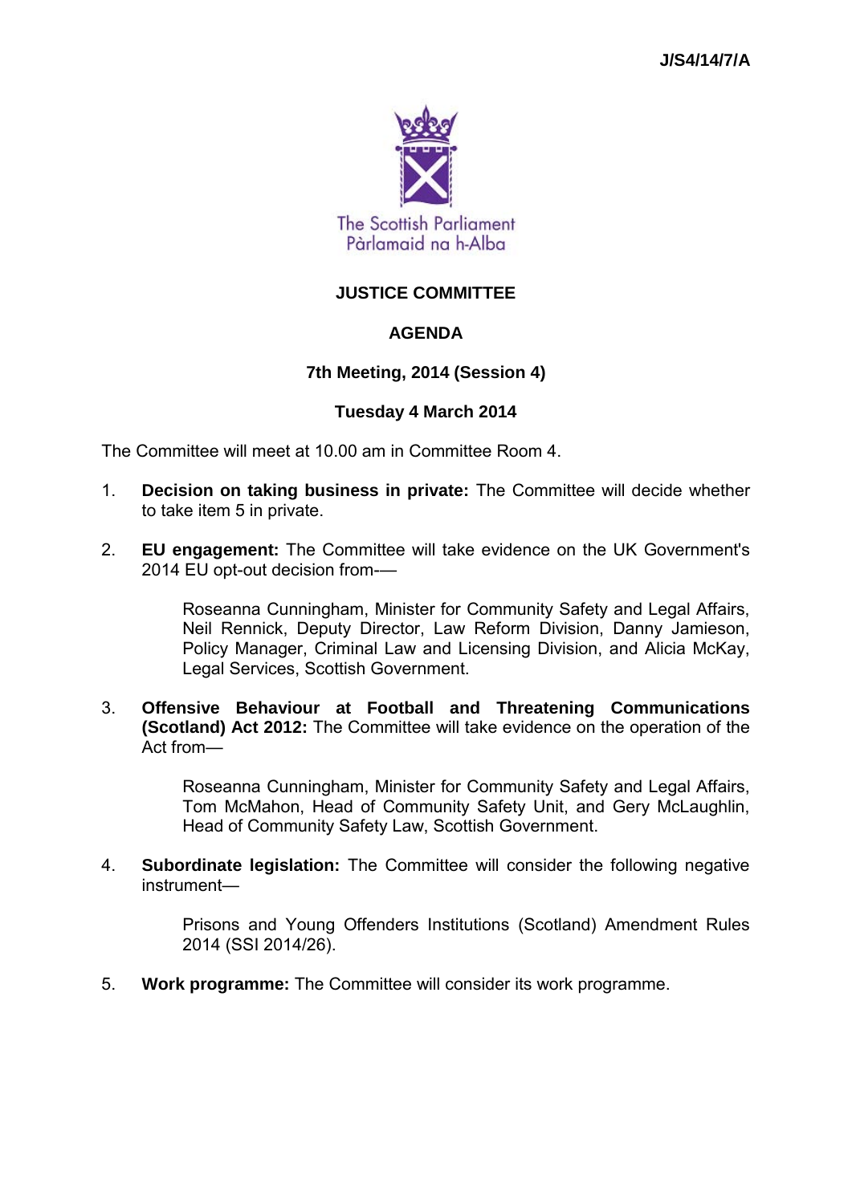J/S4/14/7/A

The Scottish Parliament
Pàrlamaid na h-Alba

# JUSTICE COMMITTEE

## AGENDA

### 7th Meeting, 2014 (Session 4)

### Tuesday 4 March 2014

The Committee will meet at 10.00 am in Committee Room 4.

1. **Decision on taking business in private:** The Committee will decide whether to take item 5 in private.

2. **EU engagement:** The Committee will take evidence on the UK Government's 2014 EU opt-out decision from-—

   Roseanna Cunningham, Minister for Community Safety and Legal Affairs, Neil Rennick, Deputy Director, Law Reform Division, Danny Jamieson, Policy Manager, Criminal Law and Licensing Division, and Alicia McKay, Legal Services, Scottish Government.

3. **Offensive Behaviour at Football and Threatening Communications (Scotland) Act 2012:** The Committee will take evidence on the operation of the Act from—

   Roseanna Cunningham, Minister for Community Safety and Legal Affairs, Tom McMahon, Head of Community Safety Unit, and Gery McLaughlin, Head of Community Safety Law, Scottish Government.

4. **Subordinate legislation:** The Committee will consider the following negative instrument—

   Prisons and Young Offenders Institutions (Scotland) Amendment Rules 2014 (SSI 2014/26).

5. **Work programme:** The Committee will consider its work programme.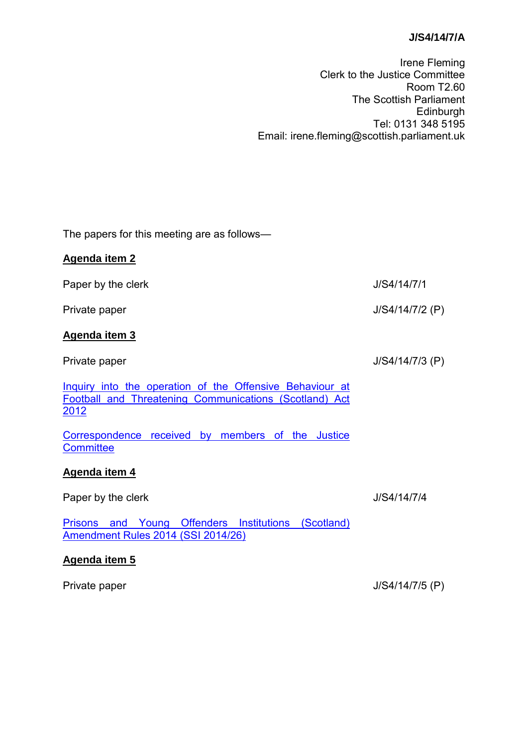**J/S4/14/7/A**

Irene Fleming
Clerk to the Justice Committee
Room T2.60
The Scottish Parliament
Edinburgh
Tel: 0131 348 5195
Email: irene.fleming@scottish.parliament.uk

The papers for this meeting are as follows—

**Agenda item 2**

| | |
|---|---|
| Paper by the clerk | J/S4/14/7/1 |
| Private paper | J/S4/14/7/2 (P) |

**Agenda item 3**

| | |
|---|---|
| Private paper | J/S4/14/7/3 (P) |

Inquiry into the operation of the Offensive Behaviour at Football and Threatening Communications (Scotland) Act 2012

Correspondence received by members of the Justice Committee

**Agenda item 4**

| | |
|---|---|
| Paper by the clerk | J/S4/14/7/4 |

Prisons and Young Offenders Institutions (Scotland) Amendment Rules 2014 (SSI 2014/26)

**Agenda item 5**

| | |
|---|---|
| Private paper | J/S4/14/7/5 (P) |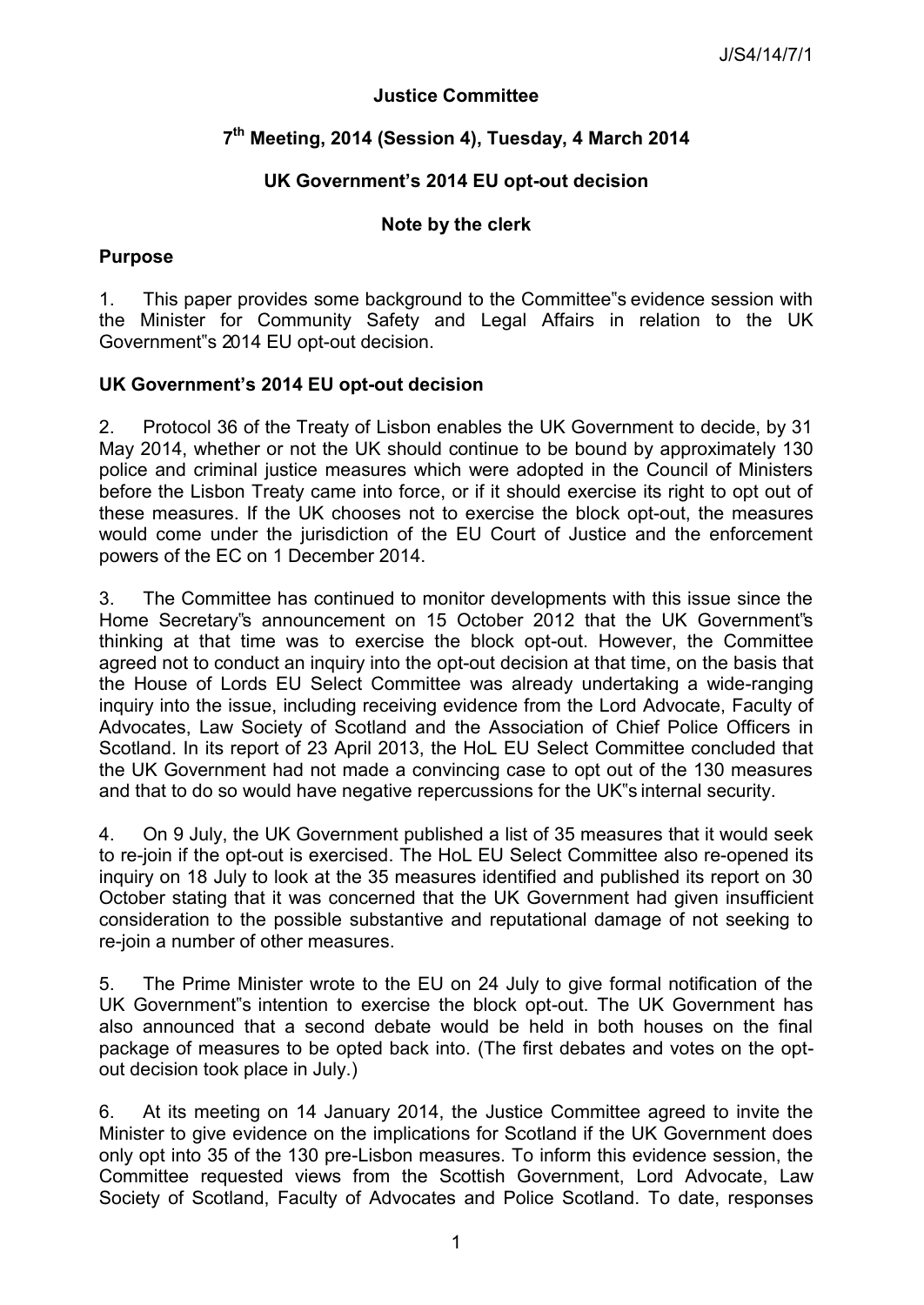J/S4/14/7/1

**Justice Committee**

**7th Meeting, 2014 (Session 4), Tuesday, 4 March 2014**

**UK Government's 2014 EU opt-out decision**

**Note by the clerk**

**Purpose**

1. This paper provides some background to the Committee"s evidence session with the Minister for Community Safety and Legal Affairs in relation to the UK Government"s 2014 EU opt-out decision.

**UK Government's 2014 EU opt-out decision**

2. Protocol 36 of the Treaty of Lisbon enables the UK Government to decide, by 31 May 2014, whether or not the UK should continue to be bound by approximately 130 police and criminal justice measures which were adopted in the Council of Ministers before the Lisbon Treaty came into force, or if it should exercise its right to opt out of these measures. If the UK chooses not to exercise the block opt-out, the measures would come under the jurisdiction of the EU Court of Justice and the enforcement powers of the EC on 1 December 2014.

3. The Committee has continued to monitor developments with this issue since the Home Secretary"s announcement on 15 October 2012 that the UK Government"s thinking at that time was to exercise the block opt-out. However, the Committee agreed not to conduct an inquiry into the opt-out decision at that time, on the basis that the House of Lords EU Select Committee was already undertaking a wide-ranging inquiry into the issue, including receiving evidence from the Lord Advocate, Faculty of Advocates, Law Society of Scotland and the Association of Chief Police Officers in Scotland. In its report of 23 April 2013, the HoL EU Select Committee concluded that the UK Government had not made a convincing case to opt out of the 130 measures and that to do so would have negative repercussions for the UK"s internal security.

4. On 9 July, the UK Government published a list of 35 measures that it would seek to re-join if the opt-out is exercised. The HoL EU Select Committee also re-opened its inquiry on 18 July to look at the 35 measures identified and published its report on 30 October stating that it was concerned that the UK Government had given insufficient consideration to the possible substantive and reputational damage of not seeking to re-join a number of other measures.

5. The Prime Minister wrote to the EU on 24 July to give formal notification of the UK Government"s intention to exercise the block opt-out. The UK Government has also announced that a second debate would be held in both houses on the final package of measures to be opted back into. (The first debates and votes on the opt-out decision took place in July.)

6. At its meeting on 14 January 2014, the Justice Committee agreed to invite the Minister to give evidence on the implications for Scotland if the UK Government does only opt into 35 of the 130 pre-Lisbon measures. To inform this evidence session, the Committee requested views from the Scottish Government, Lord Advocate, Law Society of Scotland, Faculty of Advocates and Police Scotland. To date, responses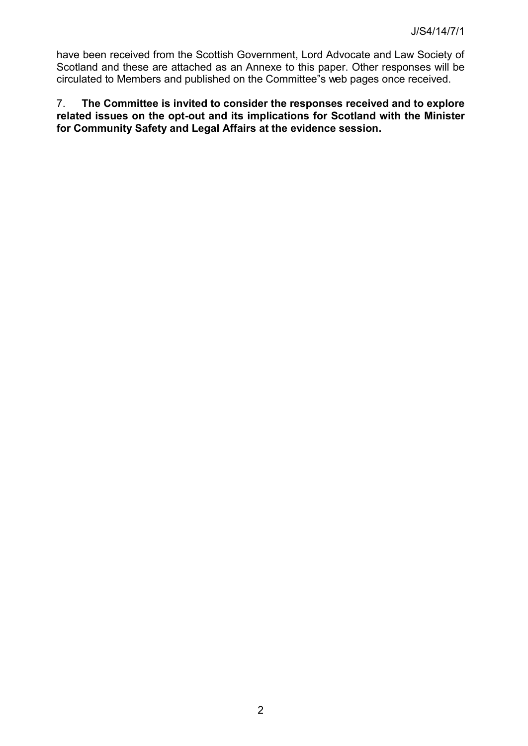have been received from the Scottish Government, Lord Advocate and Law Society of Scotland and these are attached as an Annexe to this paper. Other responses will be circulated to Members and published on the Committee"s web pages once received.

7. **The Committee is invited to consider the responses received and to explore related issues on the opt-out and its implications for Scotland with the Minister for Community Safety and Legal Affairs at the evidence session.**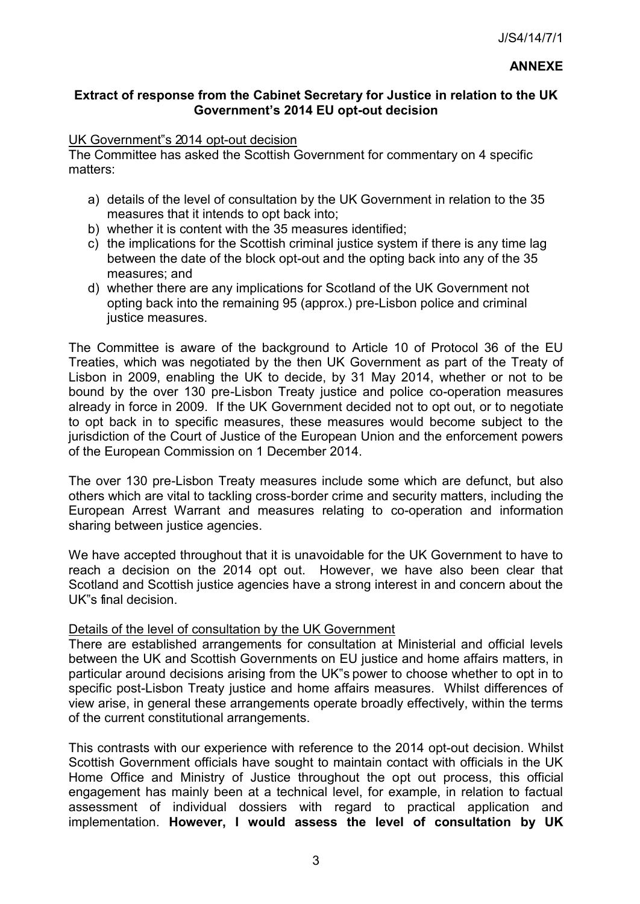J/S4/14/7/1

**ANNEXE**

**Extract of response from the Cabinet Secretary for Justice in relation to the UK Government's 2014 EU opt-out decision**

UK Government"s 2014 opt-out decision

The Committee has asked the Scottish Government for commentary on 4 specific matters:

a) details of the level of consultation by the UK Government in relation to the 35 measures that it intends to opt back into;
b) whether it is content with the 35 measures identified;
c) the implications for the Scottish criminal justice system if there is any time lag between the date of the block opt-out and the opting back into any of the 35 measures; and
d) whether there are any implications for Scotland of the UK Government not opting back into the remaining 95 (approx.) pre-Lisbon police and criminal justice measures.

The Committee is aware of the background to Article 10 of Protocol 36 of the EU Treaties, which was negotiated by the then UK Government as part of the Treaty of Lisbon in 2009, enabling the UK to decide, by 31 May 2014, whether or not to be bound by the over 130 pre-Lisbon Treaty justice and police co-operation measures already in force in 2009. If the UK Government decided not to opt out, or to negotiate to opt back in to specific measures, these measures would become subject to the jurisdiction of the Court of Justice of the European Union and the enforcement powers of the European Commission on 1 December 2014.

The over 130 pre-Lisbon Treaty measures include some which are defunct, but also others which are vital to tackling cross-border crime and security matters, including the European Arrest Warrant and measures relating to co-operation and information sharing between justice agencies.

We have accepted throughout that it is unavoidable for the UK Government to have to reach a decision on the 2014 opt out. However, we have also been clear that Scotland and Scottish justice agencies have a strong interest in and concern about the UK"s final decision.

Details of the level of consultation by the UK Government

There are established arrangements for consultation at Ministerial and official levels between the UK and Scottish Governments on EU justice and home affairs matters, in particular around decisions arising from the UK"s power to choose whether to opt in to specific post-Lisbon Treaty justice and home affairs measures. Whilst differences of view arise, in general these arrangements operate broadly effectively, within the terms of the current constitutional arrangements.

This contrasts with our experience with reference to the 2014 opt-out decision. Whilst Scottish Government officials have sought to maintain contact with officials in the UK Home Office and Ministry of Justice throughout the opt out process, this official engagement has mainly been at a technical level, for example, in relation to factual assessment of individual dossiers with regard to practical application and implementation. **However, I would assess the level of consultation by UK**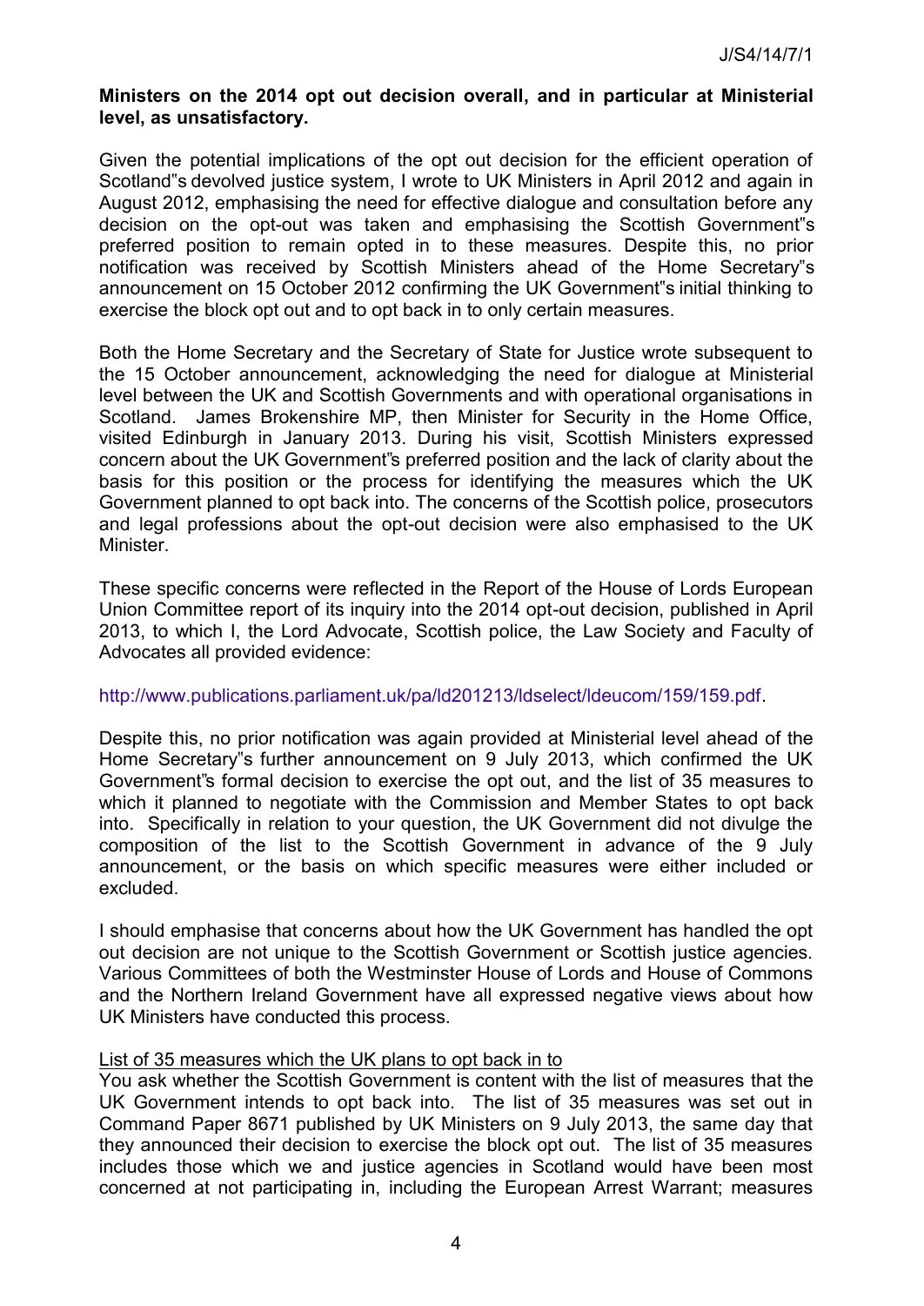**Ministers on the 2014 opt out decision overall, and in particular at Ministerial level, as unsatisfactory.**

Given the potential implications of the opt out decision for the efficient operation of Scotland"s devolved justice system, I wrote to UK Ministers in April 2012 and again in August 2012, emphasising the need for effective dialogue and consultation before any decision on the opt-out was taken and emphasising the Scottish Government"s preferred position to remain opted in to these measures. Despite this, no prior notification was received by Scottish Ministers ahead of the Home Secretary"s announcement on 15 October 2012 confirming the UK Government"s initial thinking to exercise the block opt out and to opt back in to only certain measures.

Both the Home Secretary and the Secretary of State for Justice wrote subsequent to the 15 October announcement, acknowledging the need for dialogue at Ministerial level between the UK and Scottish Governments and with operational organisations in Scotland. James Brokenshire MP, then Minister for Security in the Home Office, visited Edinburgh in January 2013. During his visit, Scottish Ministers expressed concern about the UK Government"s preferred position and the lack of clarity about the basis for this position or the process for identifying the measures which the UK Government planned to opt back into. The concerns of the Scottish police, prosecutors and legal professions about the opt-out decision were also emphasised to the UK Minister.

These specific concerns were reflected in the Report of the House of Lords European Union Committee report of its inquiry into the 2014 opt-out decision, published in April 2013, to which I, the Lord Advocate, Scottish police, the Law Society and Faculty of Advocates all provided evidence:

http://www.publications.parliament.uk/pa/ld201213/ldselect/ldeucom/159/159.pdf.

Despite this, no prior notification was again provided at Ministerial level ahead of the Home Secretary"s further announcement on 9 July 2013, which confirmed the UK Government"s formal decision to exercise the opt out, and the list of 35 measures to which it planned to negotiate with the Commission and Member States to opt back into. Specifically in relation to your question, the UK Government did not divulge the composition of the list to the Scottish Government in advance of the 9 July announcement, or the basis on which specific measures were either included or excluded.

I should emphasise that concerns about how the UK Government has handled the opt out decision are not unique to the Scottish Government or Scottish justice agencies. Various Committees of both the Westminster House of Lords and House of Commons and the Northern Ireland Government have all expressed negative views about how UK Ministers have conducted this process.

<u>List of 35 measures which the UK plans to opt back in to</u>

You ask whether the Scottish Government is content with the list of measures that the UK Government intends to opt back into. The list of 35 measures was set out in Command Paper 8671 published by UK Ministers on 9 July 2013, the same day that they announced their decision to exercise the block opt out. The list of 35 measures includes those which we and justice agencies in Scotland would have been most concerned at not participating in, including the European Arrest Warrant; measures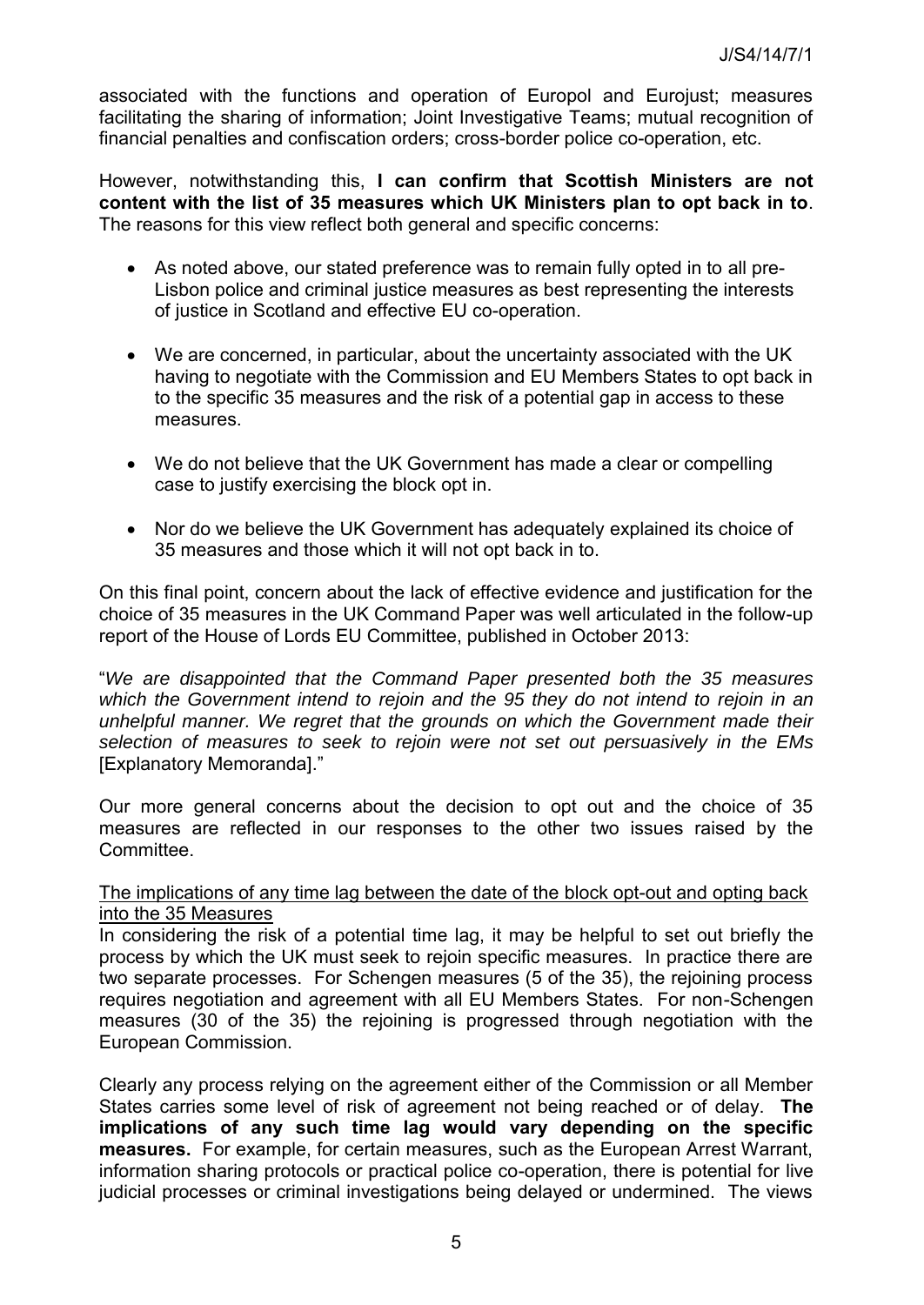associated with the functions and operation of Europol and Eurojust; measures facilitating the sharing of information; Joint Investigative Teams; mutual recognition of financial penalties and confiscation orders; cross-border police co-operation, etc.

However, notwithstanding this, **I can confirm that Scottish Ministers are not content with the list of 35 measures which UK Ministers plan to opt back in to**. The reasons for this view reflect both general and specific concerns:

- As noted above, our stated preference was to remain fully opted in to all pre-Lisbon police and criminal justice measures as best representing the interests of justice in Scotland and effective EU co-operation.
- We are concerned, in particular, about the uncertainty associated with the UK having to negotiate with the Commission and EU Members States to opt back in to the specific 35 measures and the risk of a potential gap in access to these measures.
- We do not believe that the UK Government has made a clear or compelling case to justify exercising the block opt in.
- Nor do we believe the UK Government has adequately explained its choice of 35 measures and those which it will not opt back in to.

On this final point, concern about the lack of effective evidence and justification for the choice of 35 measures in the UK Command Paper was well articulated in the follow-up report of the House of Lords EU Committee, published in October 2013:

"*We are disappointed that the Command Paper presented both the 35 measures which the Government intend to rejoin and the 95 they do not intend to rejoin in an unhelpful manner. We regret that the grounds on which the Government made their selection of measures to seek to rejoin were not set out persuasively in the EMs* [Explanatory Memoranda]."

Our more general concerns about the decision to opt out and the choice of 35 measures are reflected in our responses to the other two issues raised by the Committee.

<u>The implications of any time lag between the date of the block opt-out and opting back into the 35 Measures</u>

In considering the risk of a potential time lag, it may be helpful to set out briefly the process by which the UK must seek to rejoin specific measures. In practice there are two separate processes. For Schengen measures (5 of the 35), the rejoining process requires negotiation and agreement with all EU Members States. For non-Schengen measures (30 of the 35) the rejoining is progressed through negotiation with the European Commission.

Clearly any process relying on the agreement either of the Commission or all Member States carries some level of risk of agreement not being reached or of delay. **The implications of any such time lag would vary depending on the specific measures.** For example, for certain measures, such as the European Arrest Warrant, information sharing protocols or practical police co-operation, there is potential for live judicial processes or criminal investigations being delayed or undermined. The views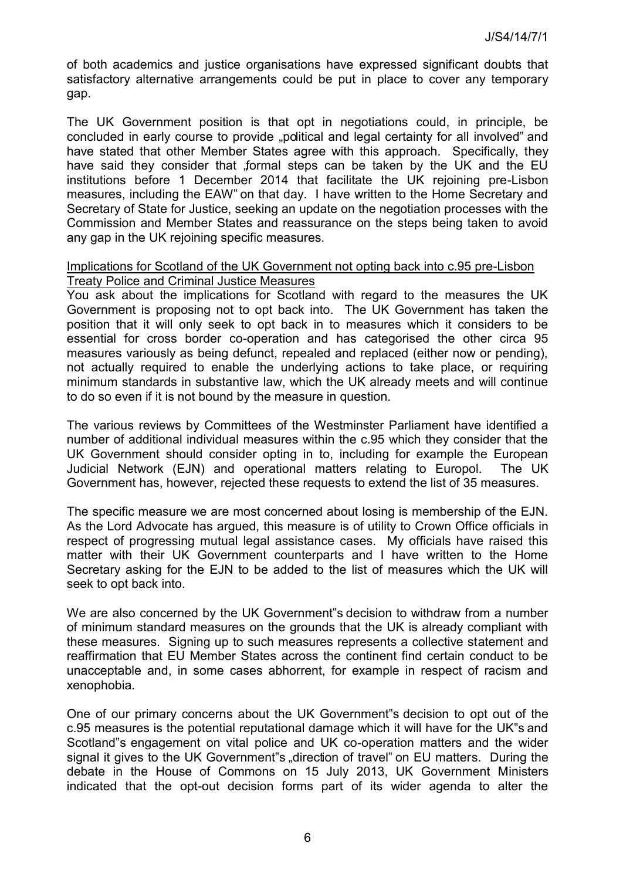of both academics and justice organisations have expressed significant doubts that satisfactory alternative arrangements could be put in place to cover any temporary gap.

The UK Government position is that opt in negotiations could, in principle, be concluded in early course to provide „political and legal certainty for all involved" and have stated that other Member States agree with this approach. Specifically, they have said they consider that „formal steps can be taken by the UK and the EU institutions before 1 December 2014 that facilitate the UK rejoining pre-Lisbon measures, including the EAW" on that day. I have written to the Home Secretary and Secretary of State for Justice, seeking an update on the negotiation processes with the Commission and Member States and reassurance on the steps being taken to avoid any gap in the UK rejoining specific measures.

Implications for Scotland of the UK Government not opting back into c.95 pre-Lisbon Treaty Police and Criminal Justice Measures

You ask about the implications for Scotland with regard to the measures the UK Government is proposing not to opt back into. The UK Government has taken the position that it will only seek to opt back in to measures which it considers to be essential for cross border co-operation and has categorised the other circa 95 measures variously as being defunct, repealed and replaced (either now or pending), not actually required to enable the underlying actions to take place, or requiring minimum standards in substantive law, which the UK already meets and will continue to do so even if it is not bound by the measure in question.

The various reviews by Committees of the Westminster Parliament have identified a number of additional individual measures within the c.95 which they consider that the UK Government should consider opting in to, including for example the European Judicial Network (EJN) and operational matters relating to Europol. The UK Government has, however, rejected these requests to extend the list of 35 measures.

The specific measure we are most concerned about losing is membership of the EJN. As the Lord Advocate has argued, this measure is of utility to Crown Office officials in respect of progressing mutual legal assistance cases. My officials have raised this matter with their UK Government counterparts and I have written to the Home Secretary asking for the EJN to be added to the list of measures which the UK will seek to opt back into.

We are also concerned by the UK Government"s decision to withdraw from a number of minimum standard measures on the grounds that the UK is already compliant with these measures. Signing up to such measures represents a collective statement and reaffirmation that EU Member States across the continent find certain conduct to be unacceptable and, in some cases abhorrent, for example in respect of racism and xenophobia.

One of our primary concerns about the UK Government"s decision to opt out of the c.95 measures is the potential reputational damage which it will have for the UK"s and Scotland"s engagement on vital police and UK co-operation matters and the wider signal it gives to the UK Government"s „direction of travel" on EU matters. During the debate in the House of Commons on 15 July 2013, UK Government Ministers indicated that the opt-out decision forms part of its wider agenda to alter the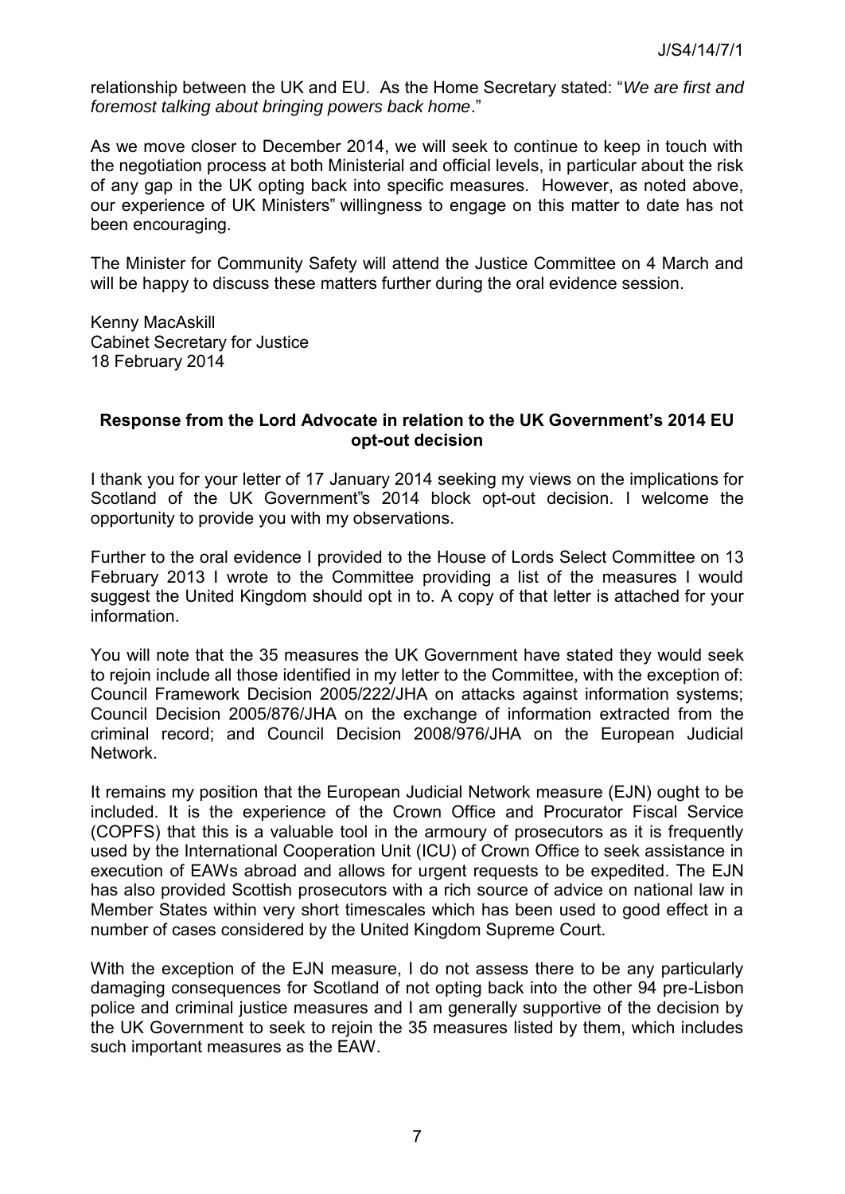relationship between the UK and EU. As the Home Secretary stated: "*We are first and foremost talking about bringing powers back home*."

As we move closer to December 2014, we will seek to continue to keep in touch with the negotiation process at both Ministerial and official levels, in particular about the risk of any gap in the UK opting back into specific measures. However, as noted above, our experience of UK Ministers" willingness to engage on this matter to date has not been encouraging.

The Minister for Community Safety will attend the Justice Committee on 4 March and will be happy to discuss these matters further during the oral evidence session.

Kenny MacAskill
Cabinet Secretary for Justice
18 February 2014

**Response from the Lord Advocate in relation to the UK Government's 2014 EU opt-out decision**

I thank you for your letter of 17 January 2014 seeking my views on the implications for Scotland of the UK Government"s 2014 block opt-out decision. I welcome the opportunity to provide you with my observations.

Further to the oral evidence I provided to the House of Lords Select Committee on 13 February 2013 I wrote to the Committee providing a list of the measures I would suggest the United Kingdom should opt in to. A copy of that letter is attached for your information.

You will note that the 35 measures the UK Government have stated they would seek to rejoin include all those identified in my letter to the Committee, with the exception of: Council Framework Decision 2005/222/JHA on attacks against information systems; Council Decision 2005/876/JHA on the exchange of information extracted from the criminal record; and Council Decision 2008/976/JHA on the European Judicial Network.

It remains my position that the European Judicial Network measure (EJN) ought to be included. It is the experience of the Crown Office and Procurator Fiscal Service (COPFS) that this is a valuable tool in the armoury of prosecutors as it is frequently used by the International Cooperation Unit (ICU) of Crown Office to seek assistance in execution of EAWs abroad and allows for urgent requests to be expedited. The EJN has also provided Scottish prosecutors with a rich source of advice on national law in Member States within very short timescales which has been used to good effect in a number of cases considered by the United Kingdom Supreme Court.

With the exception of the EJN measure, I do not assess there to be any particularly damaging consequences for Scotland of not opting back into the other 94 pre-Lisbon police and criminal justice measures and I am generally supportive of the decision by the UK Government to seek to rejoin the 35 measures listed by them, which includes such important measures as the EAW.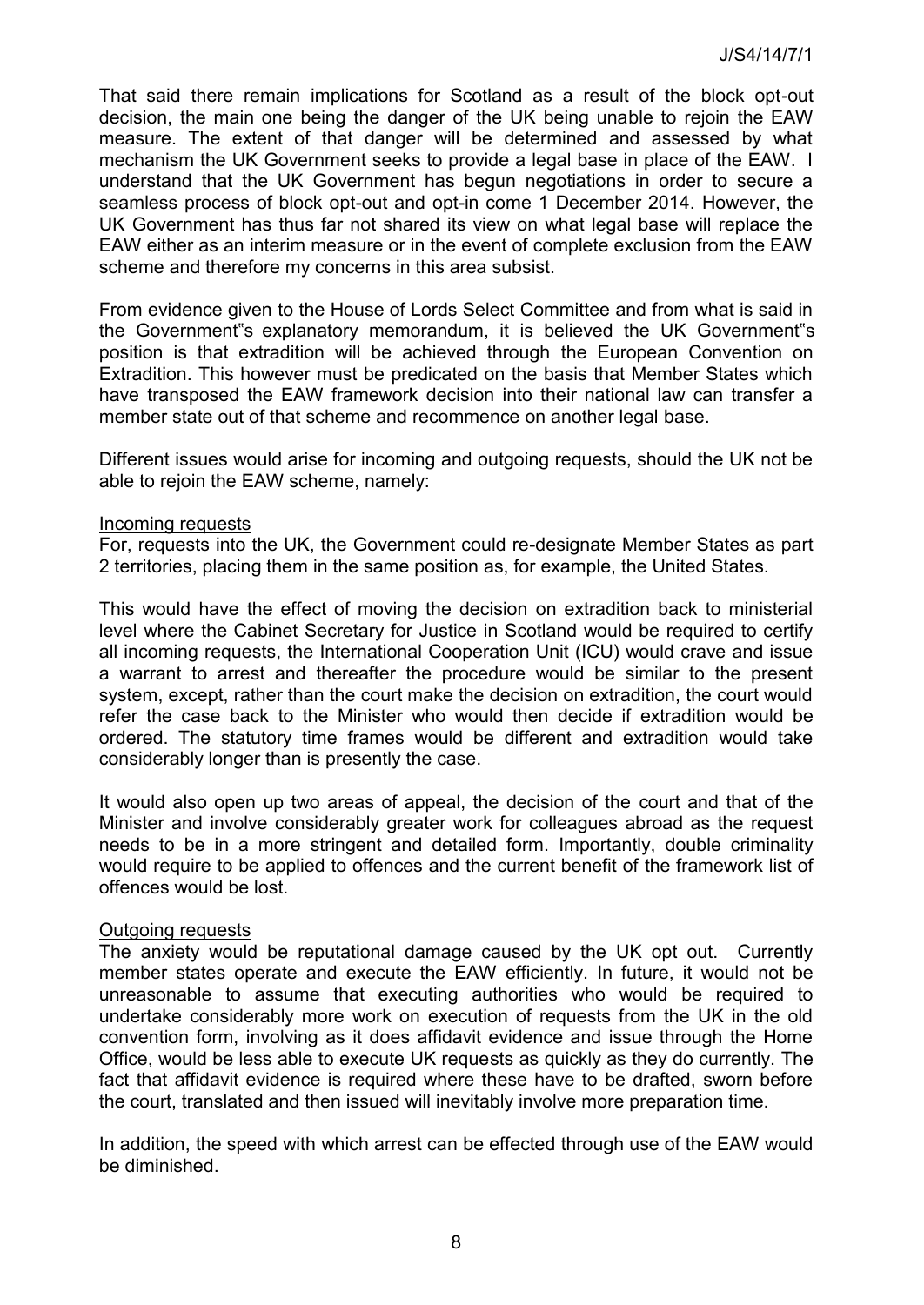That said there remain implications for Scotland as a result of the block opt-out decision, the main one being the danger of the UK being unable to rejoin the EAW measure. The extent of that danger will be determined and assessed by what mechanism the UK Government seeks to provide a legal base in place of the EAW. I understand that the UK Government has begun negotiations in order to secure a seamless process of block opt-out and opt-in come 1 December 2014. However, the UK Government has thus far not shared its view on what legal base will replace the EAW either as an interim measure or in the event of complete exclusion from the EAW scheme and therefore my concerns in this area subsist.

From evidence given to the House of Lords Select Committee and from what is said in the Government"s explanatory memorandum, it is believed the UK Government"s position is that extradition will be achieved through the European Convention on Extradition. This however must be predicated on the basis that Member States which have transposed the EAW framework decision into their national law can transfer a member state out of that scheme and recommence on another legal base.

Different issues would arise for incoming and outgoing requests, should the UK not be able to rejoin the EAW scheme, namely:

Incoming requests

For, requests into the UK, the Government could re-designate Member States as part 2 territories, placing them in the same position as, for example, the United States.

This would have the effect of moving the decision on extradition back to ministerial level where the Cabinet Secretary for Justice in Scotland would be required to certify all incoming requests, the International Cooperation Unit (ICU) would crave and issue a warrant to arrest and thereafter the procedure would be similar to the present system, except, rather than the court make the decision on extradition, the court would refer the case back to the Minister who would then decide if extradition would be ordered. The statutory time frames would be different and extradition would take considerably longer than is presently the case.

It would also open up two areas of appeal, the decision of the court and that of the Minister and involve considerably greater work for colleagues abroad as the request needs to be in a more stringent and detailed form. Importantly, double criminality would require to be applied to offences and the current benefit of the framework list of offences would be lost.

Outgoing requests

The anxiety would be reputational damage caused by the UK opt out. Currently member states operate and execute the EAW efficiently. In future, it would not be unreasonable to assume that executing authorities who would be required to undertake considerably more work on execution of requests from the UK in the old convention form, involving as it does affidavit evidence and issue through the Home Office, would be less able to execute UK requests as quickly as they do currently. The fact that affidavit evidence is required where these have to be drafted, sworn before the court, translated and then issued will inevitably involve more preparation time.

In addition, the speed with which arrest can be effected through use of the EAW would be diminished.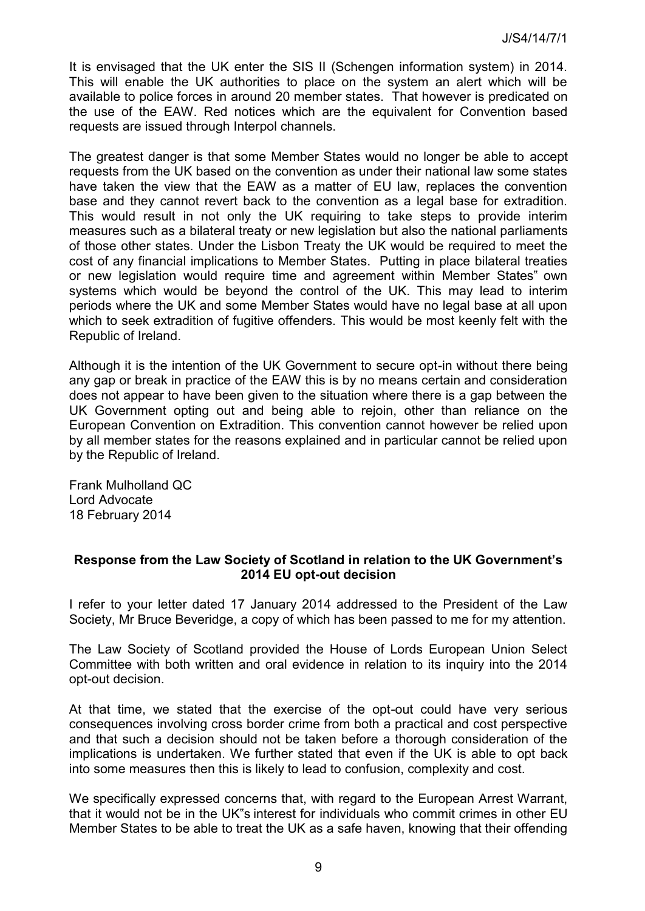It is envisaged that the UK enter the SIS II (Schengen information system) in 2014. This will enable the UK authorities to place on the system an alert which will be available to police forces in around 20 member states. That however is predicated on the use of the EAW. Red notices which are the equivalent for Convention based requests are issued through Interpol channels.

The greatest danger is that some Member States would no longer be able to accept requests from the UK based on the convention as under their national law some states have taken the view that the EAW as a matter of EU law, replaces the convention base and they cannot revert back to the convention as a legal base for extradition. This would result in not only the UK requiring to take steps to provide interim measures such as a bilateral treaty or new legislation but also the national parliaments of those other states. Under the Lisbon Treaty the UK would be required to meet the cost of any financial implications to Member States. Putting in place bilateral treaties or new legislation would require time and agreement within Member States" own systems which would be beyond the control of the UK. This may lead to interim periods where the UK and some Member States would have no legal base at all upon which to seek extradition of fugitive offenders. This would be most keenly felt with the Republic of Ireland.

Although it is the intention of the UK Government to secure opt-in without there being any gap or break in practice of the EAW this is by no means certain and consideration does not appear to have been given to the situation where there is a gap between the UK Government opting out and being able to rejoin, other than reliance on the European Convention on Extradition. This convention cannot however be relied upon by all member states for the reasons explained and in particular cannot be relied upon by the Republic of Ireland.

Frank Mulholland QC
Lord Advocate
18 February 2014

**Response from the Law Society of Scotland in relation to the UK Government's 2014 EU opt-out decision**

I refer to your letter dated 17 January 2014 addressed to the President of the Law Society, Mr Bruce Beveridge, a copy of which has been passed to me for my attention.

The Law Society of Scotland provided the House of Lords European Union Select Committee with both written and oral evidence in relation to its inquiry into the 2014 opt-out decision.

At that time, we stated that the exercise of the opt-out could have very serious consequences involving cross border crime from both a practical and cost perspective and that such a decision should not be taken before a thorough consideration of the implications is undertaken. We further stated that even if the UK is able to opt back into some measures then this is likely to lead to confusion, complexity and cost.

We specifically expressed concerns that, with regard to the European Arrest Warrant, that it would not be in the UK"s interest for individuals who commit crimes in other EU Member States to be able to treat the UK as a safe haven, knowing that their offending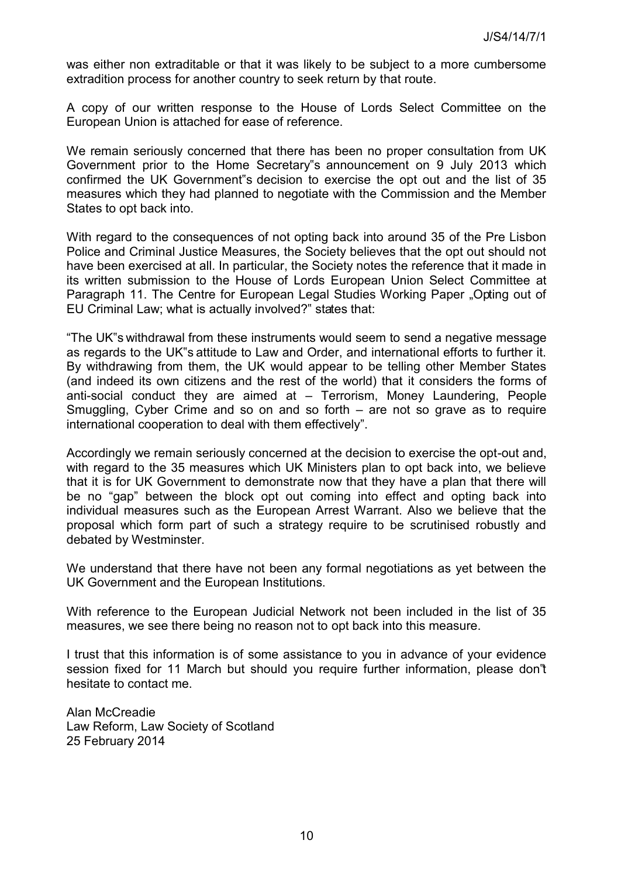was either non extraditable or that it was likely to be subject to a more cumbersome extradition process for another country to seek return by that route.

A copy of our written response to the House of Lords Select Committee on the European Union is attached for ease of reference.

We remain seriously concerned that there has been no proper consultation from UK Government prior to the Home Secretary"s announcement on 9 July 2013 which confirmed the UK Government"s decision to exercise the opt out and the list of 35 measures which they had planned to negotiate with the Commission and the Member States to opt back into.

With regard to the consequences of not opting back into around 35 of the Pre Lisbon Police and Criminal Justice Measures, the Society believes that the opt out should not have been exercised at all. In particular, the Society notes the reference that it made in its written submission to the House of Lords European Union Select Committee at Paragraph 11. The Centre for European Legal Studies Working Paper „Opting out of EU Criminal Law; what is actually involved?" states that:

"The UK"s withdrawal from these instruments would seem to send a negative message as regards to the UK"s attitude to Law and Order, and international efforts to further it. By withdrawing from them, the UK would appear to be telling other Member States (and indeed its own citizens and the rest of the world) that it considers the forms of anti-social conduct they are aimed at – Terrorism, Money Laundering, People Smuggling, Cyber Crime and so on and so forth – are not so grave as to require international cooperation to deal with them effectively".

Accordingly we remain seriously concerned at the decision to exercise the opt-out and, with regard to the 35 measures which UK Ministers plan to opt back into, we believe that it is for UK Government to demonstrate now that they have a plan that there will be no "gap" between the block opt out coming into effect and opting back into individual measures such as the European Arrest Warrant. Also we believe that the proposal which form part of such a strategy require to be scrutinised robustly and debated by Westminster.

We understand that there have not been any formal negotiations as yet between the UK Government and the European Institutions.

With reference to the European Judicial Network not been included in the list of 35 measures, we see there being no reason not to opt back into this measure.

I trust that this information is of some assistance to you in advance of your evidence session fixed for 11 March but should you require further information, please don"t hesitate to contact me.

Alan McCreadie
Law Reform, Law Society of Scotland
25 February 2014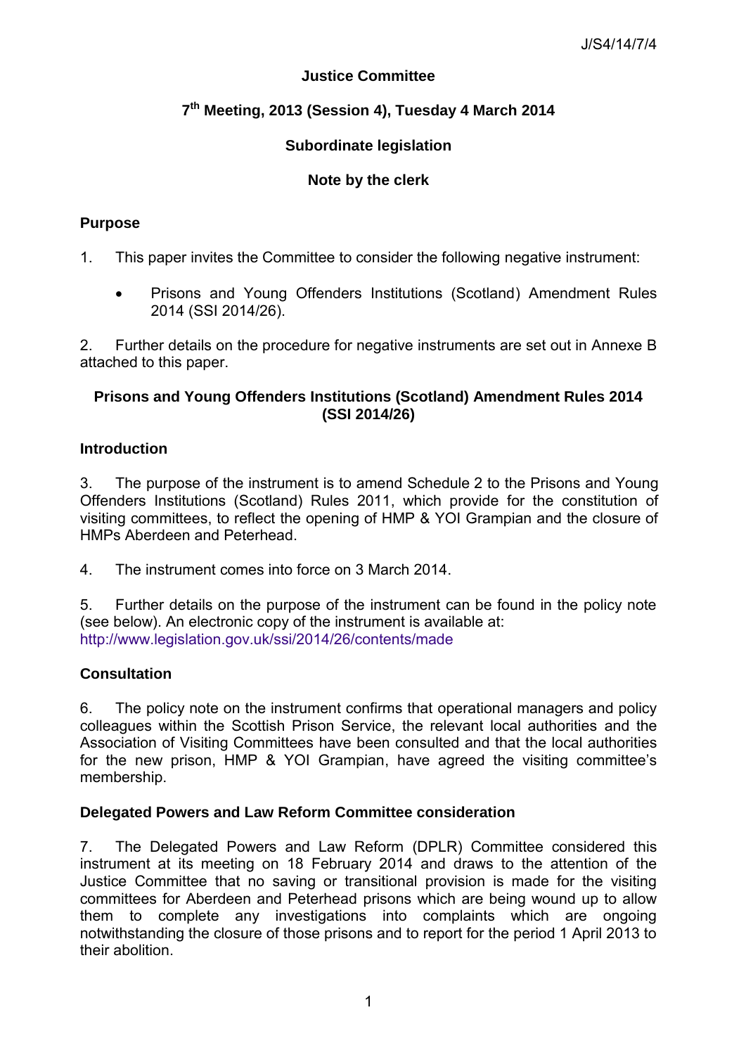J/S4/14/7/4

**Justice Committee**

**7th Meeting, 2013 (Session 4), Tuesday 4 March 2014**

**Subordinate legislation**

**Note by the clerk**

## Purpose

1. This paper invites the Committee to consider the following negative instrument:

   - Prisons and Young Offenders Institutions (Scotland) Amendment Rules 2014 (SSI 2014/26).

2. Further details on the procedure for negative instruments are set out in Annexe B attached to this paper.

## Prisons and Young Offenders Institutions (Scotland) Amendment Rules 2014 (SSI 2014/26)

### Introduction

3. The purpose of the instrument is to amend Schedule 2 to the Prisons and Young Offenders Institutions (Scotland) Rules 2011, which provide for the constitution of visiting committees, to reflect the opening of HMP & YOI Grampian and the closure of HMPs Aberdeen and Peterhead.

4. The instrument comes into force on 3 March 2014.

5. Further details on the purpose of the instrument can be found in the policy note (see below). An electronic copy of the instrument is available at: http://www.legislation.gov.uk/ssi/2014/26/contents/made

### Consultation

6. The policy note on the instrument confirms that operational managers and policy colleagues within the Scottish Prison Service, the relevant local authorities and the Association of Visiting Committees have been consulted and that the local authorities for the new prison, HMP & YOI Grampian, have agreed the visiting committee's membership.

### Delegated Powers and Law Reform Committee consideration

7. The Delegated Powers and Law Reform (DPLR) Committee considered this instrument at its meeting on 18 February 2014 and draws to the attention of the Justice Committee that no saving or transitional provision is made for the visiting committees for Aberdeen and Peterhead prisons which are being wound up to allow them to complete any investigations into complaints which are ongoing notwithstanding the closure of those prisons and to report for the period 1 April 2013 to their abolition.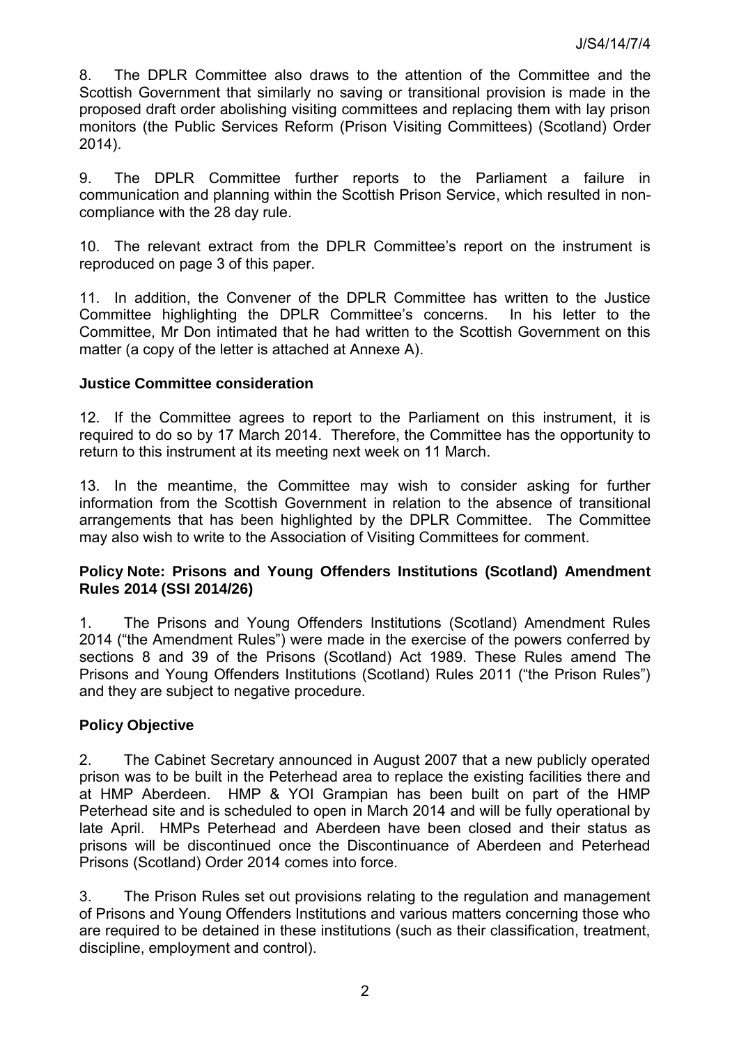8. The DPLR Committee also draws to the attention of the Committee and the Scottish Government that similarly no saving or transitional provision is made in the proposed draft order abolishing visiting committees and replacing them with lay prison monitors (the Public Services Reform (Prison Visiting Committees) (Scotland) Order 2014).

9. The DPLR Committee further reports to the Parliament a failure in communication and planning within the Scottish Prison Service, which resulted in non-compliance with the 28 day rule.

10. The relevant extract from the DPLR Committee's report on the instrument is reproduced on page 3 of this paper.

11. In addition, the Convener of the DPLR Committee has written to the Justice Committee highlighting the DPLR Committee's concerns. In his letter to the Committee, Mr Don intimated that he had written to the Scottish Government on this matter (a copy of the letter is attached at Annexe A).

### Justice Committee consideration

12. If the Committee agrees to report to the Parliament on this instrument, it is required to do so by 17 March 2014. Therefore, the Committee has the opportunity to return to this instrument at its meeting next week on 11 March.

13. In the meantime, the Committee may wish to consider asking for further information from the Scottish Government in relation to the absence of transitional arrangements that has been highlighted by the DPLR Committee. The Committee may also wish to write to the Association of Visiting Committees for comment.

### Policy Note: Prisons and Young Offenders Institutions (Scotland) Amendment Rules 2014 (SSI 2014/26)

1. The Prisons and Young Offenders Institutions (Scotland) Amendment Rules 2014 ("the Amendment Rules") were made in the exercise of the powers conferred by sections 8 and 39 of the Prisons (Scotland) Act 1989. These Rules amend The Prisons and Young Offenders Institutions (Scotland) Rules 2011 ("the Prison Rules") and they are subject to negative procedure.

### Policy Objective

2. The Cabinet Secretary announced in August 2007 that a new publicly operated prison was to be built in the Peterhead area to replace the existing facilities there and at HMP Aberdeen. HMP & YOI Grampian has been built on part of the HMP Peterhead site and is scheduled to open in March 2014 and will be fully operational by late April. HMPs Peterhead and Aberdeen have been closed and their status as prisons will be discontinued once the Discontinuance of Aberdeen and Peterhead Prisons (Scotland) Order 2014 comes into force.

3. The Prison Rules set out provisions relating to the regulation and management of Prisons and Young Offenders Institutions and various matters concerning those who are required to be detained in these institutions (such as their classification, treatment, discipline, employment and control).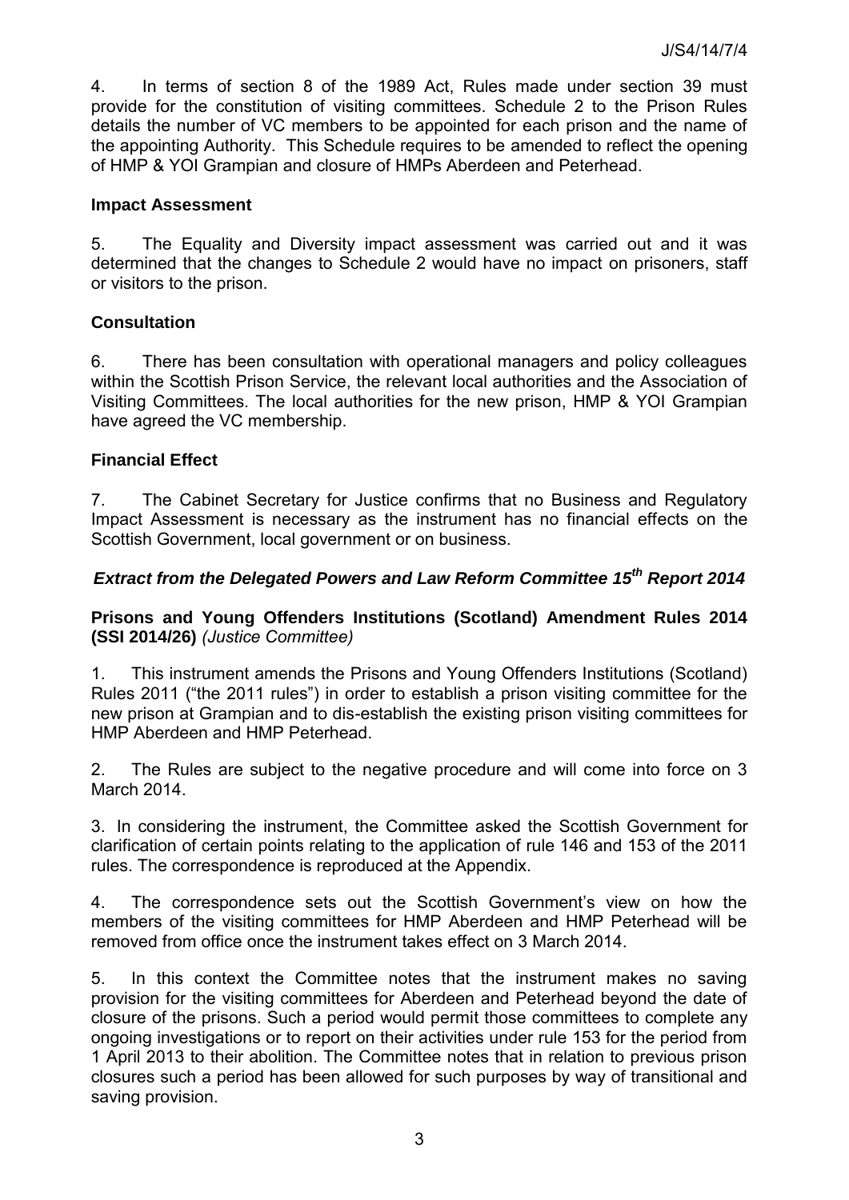4. In terms of section 8 of the 1989 Act, Rules made under section 39 must provide for the constitution of visiting committees. Schedule 2 to the Prison Rules details the number of VC members to be appointed for each prison and the name of the appointing Authority. This Schedule requires to be amended to reflect the opening of HMP & YOI Grampian and closure of HMPs Aberdeen and Peterhead.

**Impact Assessment**

5. The Equality and Diversity impact assessment was carried out and it was determined that the changes to Schedule 2 would have no impact on prisoners, staff or visitors to the prison.

**Consultation**

6. There has been consultation with operational managers and policy colleagues within the Scottish Prison Service, the relevant local authorities and the Association of Visiting Committees. The local authorities for the new prison, HMP & YOI Grampian have agreed the VC membership.

**Financial Effect**

7. The Cabinet Secretary for Justice confirms that no Business and Regulatory Impact Assessment is necessary as the instrument has no financial effects on the Scottish Government, local government or on business.

### *Extract from the Delegated Powers and Law Reform Committee 15th Report 2014*

**Prisons and Young Offenders Institutions (Scotland) Amendment Rules 2014 (SSI 2014/26)** *(Justice Committee)*

1. This instrument amends the Prisons and Young Offenders Institutions (Scotland) Rules 2011 ("the 2011 rules") in order to establish a prison visiting committee for the new prison at Grampian and to dis-establish the existing prison visiting committees for HMP Aberdeen and HMP Peterhead.

2. The Rules are subject to the negative procedure and will come into force on 3 March 2014.

3. In considering the instrument, the Committee asked the Scottish Government for clarification of certain points relating to the application of rule 146 and 153 of the 2011 rules. The correspondence is reproduced at the Appendix.

4. The correspondence sets out the Scottish Government's view on how the members of the visiting committees for HMP Aberdeen and HMP Peterhead will be removed from office once the instrument takes effect on 3 March 2014.

5. In this context the Committee notes that the instrument makes no saving provision for the visiting committees for Aberdeen and Peterhead beyond the date of closure of the prisons. Such a period would permit those committees to complete any ongoing investigations or to report on their activities under rule 153 for the period from 1 April 2013 to their abolition. The Committee notes that in relation to previous prison closures such a period has been allowed for such purposes by way of transitional and saving provision.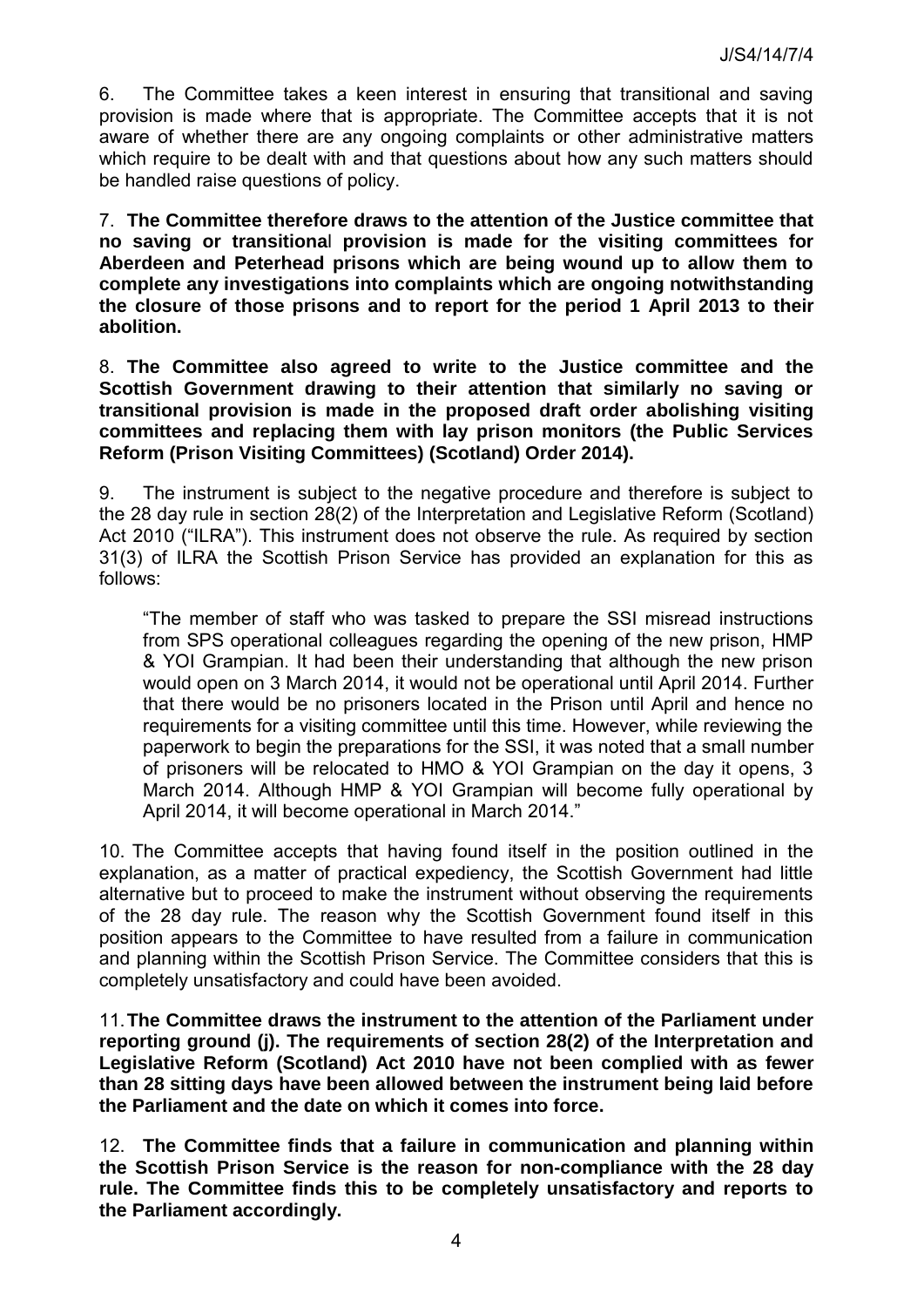6. The Committee takes a keen interest in ensuring that transitional and saving provision is made where that is appropriate. The Committee accepts that it is not aware of whether there are any ongoing complaints or other administrative matters which require to be dealt with and that questions about how any such matters should be handled raise questions of policy.

7. **The Committee therefore draws to the attention of the Justice committee that no saving or transitional provision is made for the visiting committees for Aberdeen and Peterhead prisons which are being wound up to allow them to complete any investigations into complaints which are ongoing notwithstanding the closure of those prisons and to report for the period 1 April 2013 to their abolition.**

8. **The Committee also agreed to write to the Justice committee and the Scottish Government drawing to their attention that similarly no saving or transitional provision is made in the proposed draft order abolishing visiting committees and replacing them with lay prison monitors (the Public Services Reform (Prison Visiting Committees) (Scotland) Order 2014).**

9. The instrument is subject to the negative procedure and therefore is subject to the 28 day rule in section 28(2) of the Interpretation and Legislative Reform (Scotland) Act 2010 ("ILRA"). This instrument does not observe the rule. As required by section 31(3) of ILRA the Scottish Prison Service has provided an explanation for this as follows:

> "The member of staff who was tasked to prepare the SSI misread instructions from SPS operational colleagues regarding the opening of the new prison, HMP & YOI Grampian. It had been their understanding that although the new prison would open on 3 March 2014, it would not be operational until April 2014. Further that there would be no prisoners located in the Prison until April and hence no requirements for a visiting committee until this time. However, while reviewing the paperwork to begin the preparations for the SSI, it was noted that a small number of prisoners will be relocated to HMO & YOI Grampian on the day it opens, 3 March 2014. Although HMP & YOI Grampian will become fully operational by April 2014, it will become operational in March 2014."

10. The Committee accepts that having found itself in the position outlined in the explanation, as a matter of practical expediency, the Scottish Government had little alternative but to proceed to make the instrument without observing the requirements of the 28 day rule. The reason why the Scottish Government found itself in this position appears to the Committee to have resulted from a failure in communication and planning within the Scottish Prison Service. The Committee considers that this is completely unsatisfactory and could have been avoided.

11. **The Committee draws the instrument to the attention of the Parliament under reporting ground (j). The requirements of section 28(2) of the Interpretation and Legislative Reform (Scotland) Act 2010 have not been complied with as fewer than 28 sitting days have been allowed between the instrument being laid before the Parliament and the date on which it comes into force.**

12. **The Committee finds that a failure in communication and planning within the Scottish Prison Service is the reason for non-compliance with the 28 day rule. The Committee finds this to be completely unsatisfactory and reports to the Parliament accordingly.**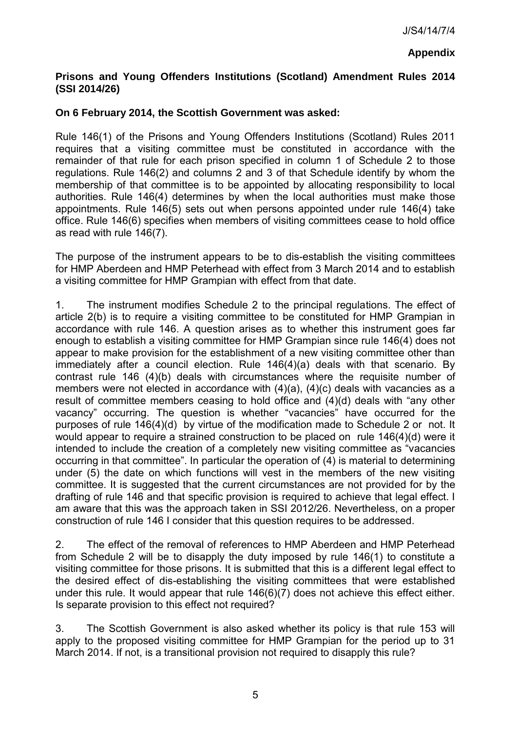J/S4/14/7/4

**Appendix**

**Prisons and Young Offenders Institutions (Scotland) Amendment Rules 2014 (SSI 2014/26)**

**On 6 February 2014, the Scottish Government was asked:**

Rule 146(1) of the Prisons and Young Offenders Institutions (Scotland) Rules 2011 requires that a visiting committee must be constituted in accordance with the remainder of that rule for each prison specified in column 1 of Schedule 2 to those regulations. Rule 146(2) and columns 2 and 3 of that Schedule identify by whom the membership of that committee is to be appointed by allocating responsibility to local authorities. Rule 146(4) determines by when the local authorities must make those appointments. Rule 146(5) sets out when persons appointed under rule 146(4) take office. Rule 146(6) specifies when members of visiting committees cease to hold office as read with rule 146(7).

The purpose of the instrument appears to be to dis-establish the visiting committees for HMP Aberdeen and HMP Peterhead with effect from 3 March 2014 and to establish a visiting committee for HMP Grampian with effect from that date.

1. The instrument modifies Schedule 2 to the principal regulations. The effect of article 2(b) is to require a visiting committee to be constituted for HMP Grampian in accordance with rule 146. A question arises as to whether this instrument goes far enough to establish a visiting committee for HMP Grampian since rule 146(4) does not appear to make provision for the establishment of a new visiting committee other than immediately after a council election. Rule 146(4)(a) deals with that scenario. By contrast rule 146 (4)(b) deals with circumstances where the requisite number of members were not elected in accordance with (4)(a), (4)(c) deals with vacancies as a result of committee members ceasing to hold office and (4)(d) deals with "any other vacancy" occurring. The question is whether "vacancies" have occurred for the purposes of rule 146(4)(d) by virtue of the modification made to Schedule 2 or not. It would appear to require a strained construction to be placed on rule 146(4)(d) were it intended to include the creation of a completely new visiting committee as "vacancies occurring in that committee". In particular the operation of (4) is material to determining under (5) the date on which functions will vest in the members of the new visiting committee. It is suggested that the current circumstances are not provided for by the drafting of rule 146 and that specific provision is required to achieve that legal effect. I am aware that this was the approach taken in SSI 2012/26. Nevertheless, on a proper construction of rule 146 I consider that this question requires to be addressed.

2. The effect of the removal of references to HMP Aberdeen and HMP Peterhead from Schedule 2 will be to disapply the duty imposed by rule 146(1) to constitute a visiting committee for those prisons. It is submitted that this is a different legal effect to the desired effect of dis-establishing the visiting committees that were established under this rule. It would appear that rule 146(6)(7) does not achieve this effect either. Is separate provision to this effect not required?

3. The Scottish Government is also asked whether its policy is that rule 153 will apply to the proposed visiting committee for HMP Grampian for the period up to 31 March 2014. If not, is a transitional provision not required to disapply this rule?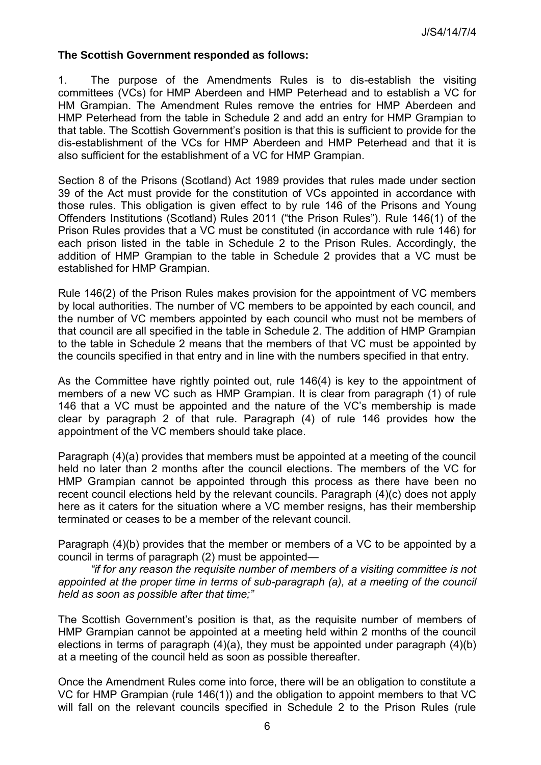**The Scottish Government responded as follows:**

1. The purpose of the Amendments Rules is to dis-establish the visiting committees (VCs) for HMP Aberdeen and HMP Peterhead and to establish a VC for HM Grampian. The Amendment Rules remove the entries for HMP Aberdeen and HMP Peterhead from the table in Schedule 2 and add an entry for HMP Grampian to that table. The Scottish Government's position is that this is sufficient to provide for the dis-establishment of the VCs for HMP Aberdeen and HMP Peterhead and that it is also sufficient for the establishment of a VC for HMP Grampian.

Section 8 of the Prisons (Scotland) Act 1989 provides that rules made under section 39 of the Act must provide for the constitution of VCs appointed in accordance with those rules. This obligation is given effect to by rule 146 of the Prisons and Young Offenders Institutions (Scotland) Rules 2011 ("the Prison Rules"). Rule 146(1) of the Prison Rules provides that a VC must be constituted (in accordance with rule 146) for each prison listed in the table in Schedule 2 to the Prison Rules. Accordingly, the addition of HMP Grampian to the table in Schedule 2 provides that a VC must be established for HMP Grampian.

Rule 146(2) of the Prison Rules makes provision for the appointment of VC members by local authorities. The number of VC members to be appointed by each council, and the number of VC members appointed by each council who must not be members of that council are all specified in the table in Schedule 2. The addition of HMP Grampian to the table in Schedule 2 means that the members of that VC must be appointed by the councils specified in that entry and in line with the numbers specified in that entry.

As the Committee have rightly pointed out, rule 146(4) is key to the appointment of members of a new VC such as HMP Grampian. It is clear from paragraph (1) of rule 146 that a VC must be appointed and the nature of the VC's membership is made clear by paragraph 2 of that rule. Paragraph (4) of rule 146 provides how the appointment of the VC members should take place.

Paragraph (4)(a) provides that members must be appointed at a meeting of the council held no later than 2 months after the council elections. The members of the VC for HMP Grampian cannot be appointed through this process as there have been no recent council elections held by the relevant councils. Paragraph (4)(c) does not apply here as it caters for the situation where a VC member resigns, has their membership terminated or ceases to be a member of the relevant council.

Paragraph (4)(b) provides that the member or members of a VC to be appointed by a council in terms of paragraph (2) must be appointed—

*"if for any reason the requisite number of members of a visiting committee is not appointed at the proper time in terms of sub-paragraph (a), at a meeting of the council held as soon as possible after that time;"*

The Scottish Government's position is that, as the requisite number of members of HMP Grampian cannot be appointed at a meeting held within 2 months of the council elections in terms of paragraph (4)(a), they must be appointed under paragraph (4)(b) at a meeting of the council held as soon as possible thereafter.

Once the Amendment Rules come into force, there will be an obligation to constitute a VC for HMP Grampian (rule 146(1)) and the obligation to appoint members to that VC will fall on the relevant councils specified in Schedule 2 to the Prison Rules (rule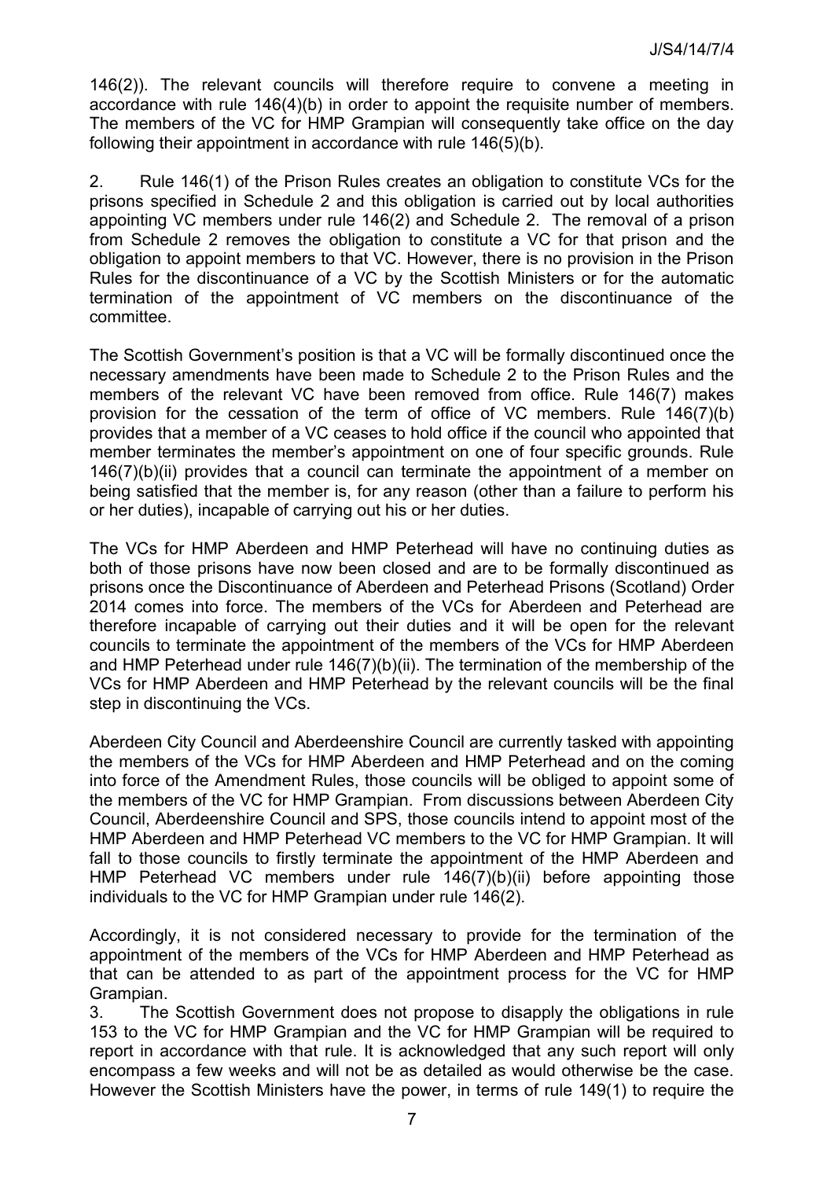146(2)). The relevant councils will therefore require to convene a meeting in accordance with rule 146(4)(b) in order to appoint the requisite number of members. The members of the VC for HMP Grampian will consequently take office on the day following their appointment in accordance with rule 146(5)(b).

2. Rule 146(1) of the Prison Rules creates an obligation to constitute VCs for the prisons specified in Schedule 2 and this obligation is carried out by local authorities appointing VC members under rule 146(2) and Schedule 2. The removal of a prison from Schedule 2 removes the obligation to constitute a VC for that prison and the obligation to appoint members to that VC. However, there is no provision in the Prison Rules for the discontinuance of a VC by the Scottish Ministers or for the automatic termination of the appointment of VC members on the discontinuance of the committee.

The Scottish Government's position is that a VC will be formally discontinued once the necessary amendments have been made to Schedule 2 to the Prison Rules and the members of the relevant VC have been removed from office. Rule 146(7) makes provision for the cessation of the term of office of VC members. Rule 146(7)(b) provides that a member of a VC ceases to hold office if the council who appointed that member terminates the member's appointment on one of four specific grounds. Rule 146(7)(b)(ii) provides that a council can terminate the appointment of a member on being satisfied that the member is, for any reason (other than a failure to perform his or her duties), incapable of carrying out his or her duties.

The VCs for HMP Aberdeen and HMP Peterhead will have no continuing duties as both of those prisons have now been closed and are to be formally discontinued as prisons once the Discontinuance of Aberdeen and Peterhead Prisons (Scotland) Order 2014 comes into force. The members of the VCs for Aberdeen and Peterhead are therefore incapable of carrying out their duties and it will be open for the relevant councils to terminate the appointment of the members of the VCs for HMP Aberdeen and HMP Peterhead under rule 146(7)(b)(ii). The termination of the membership of the VCs for HMP Aberdeen and HMP Peterhead by the relevant councils will be the final step in discontinuing the VCs.

Aberdeen City Council and Aberdeenshire Council are currently tasked with appointing the members of the VCs for HMP Aberdeen and HMP Peterhead and on the coming into force of the Amendment Rules, those councils will be obliged to appoint some of the members of the VC for HMP Grampian. From discussions between Aberdeen City Council, Aberdeenshire Council and SPS, those councils intend to appoint most of the HMP Aberdeen and HMP Peterhead VC members to the VC for HMP Grampian. It will fall to those councils to firstly terminate the appointment of the HMP Aberdeen and HMP Peterhead VC members under rule 146(7)(b)(ii) before appointing those individuals to the VC for HMP Grampian under rule 146(2).

Accordingly, it is not considered necessary to provide for the termination of the appointment of the members of the VCs for HMP Aberdeen and HMP Peterhead as that can be attended to as part of the appointment process for the VC for HMP Grampian.

3. The Scottish Government does not propose to disapply the obligations in rule 153 to the VC for HMP Grampian and the VC for HMP Grampian will be required to report in accordance with that rule. It is acknowledged that any such report will only encompass a few weeks and will not be as detailed as would otherwise be the case. However the Scottish Ministers have the power, in terms of rule 149(1) to require the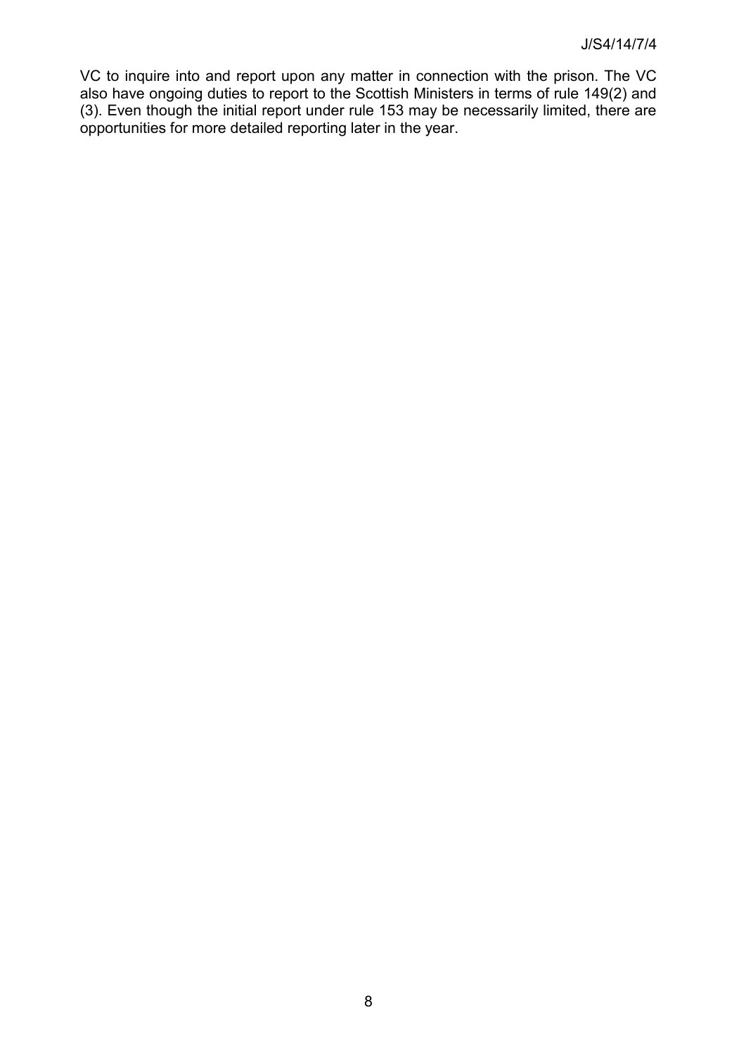VC to inquire into and report upon any matter in connection with the prison. The VC also have ongoing duties to report to the Scottish Ministers in terms of rule 149(2) and (3). Even though the initial report under rule 153 may be necessarily limited, there are opportunities for more detailed reporting later in the year.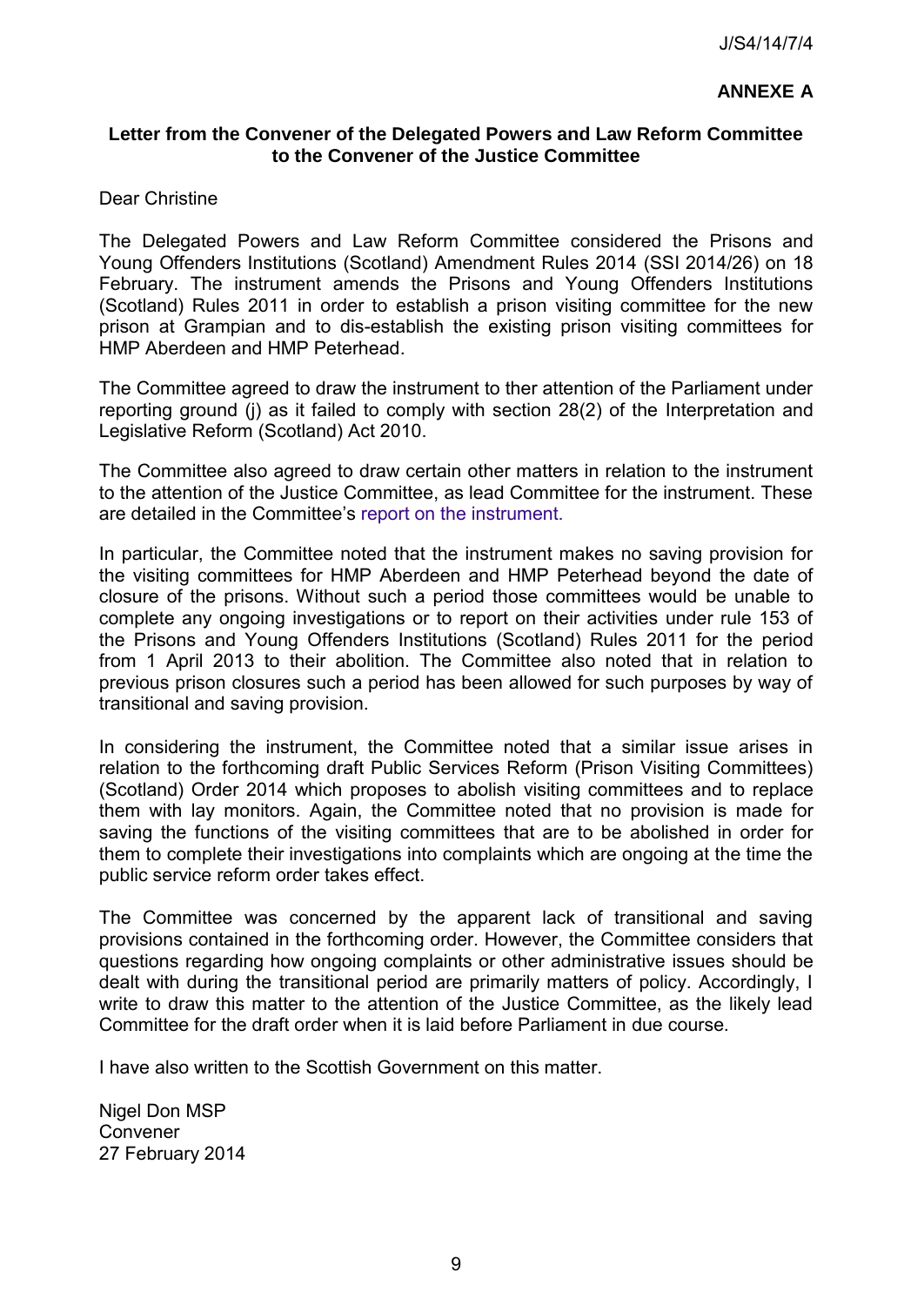J/S4/14/7/4

**ANNEXE A**

**Letter from the Convener of the Delegated Powers and Law Reform Committee to the Convener of the Justice Committee**

Dear Christine

The Delegated Powers and Law Reform Committee considered the Prisons and Young Offenders Institutions (Scotland) Amendment Rules 2014 (SSI 2014/26) on 18 February. The instrument amends the Prisons and Young Offenders Institutions (Scotland) Rules 2011 in order to establish a prison visiting committee for the new prison at Grampian and to dis-establish the existing prison visiting committees for HMP Aberdeen and HMP Peterhead.

The Committee agreed to draw the instrument to ther attention of the Parliament under reporting ground (j) as it failed to comply with section 28(2) of the Interpretation and Legislative Reform (Scotland) Act 2010.

The Committee also agreed to draw certain other matters in relation to the instrument to the attention of the Justice Committee, as lead Committee for the instrument. These are detailed in the Committee's report on the instrument.

In particular, the Committee noted that the instrument makes no saving provision for the visiting committees for HMP Aberdeen and HMP Peterhead beyond the date of closure of the prisons. Without such a period those committees would be unable to complete any ongoing investigations or to report on their activities under rule 153 of the Prisons and Young Offenders Institutions (Scotland) Rules 2011 for the period from 1 April 2013 to their abolition. The Committee also noted that in relation to previous prison closures such a period has been allowed for such purposes by way of transitional and saving provision.

In considering the instrument, the Committee noted that a similar issue arises in relation to the forthcoming draft Public Services Reform (Prison Visiting Committees) (Scotland) Order 2014 which proposes to abolish visiting committees and to replace them with lay monitors. Again, the Committee noted that no provision is made for saving the functions of the visiting committees that are to be abolished in order for them to complete their investigations into complaints which are ongoing at the time the public service reform order takes effect.

The Committee was concerned by the apparent lack of transitional and saving provisions contained in the forthcoming order. However, the Committee considers that questions regarding how ongoing complaints or other administrative issues should be dealt with during the transitional period are primarily matters of policy. Accordingly, I write to draw this matter to the attention of the Justice Committee, as the likely lead Committee for the draft order when it is laid before Parliament in due course.

I have also written to the Scottish Government on this matter.

Nigel Don MSP
Convener
27 February 2014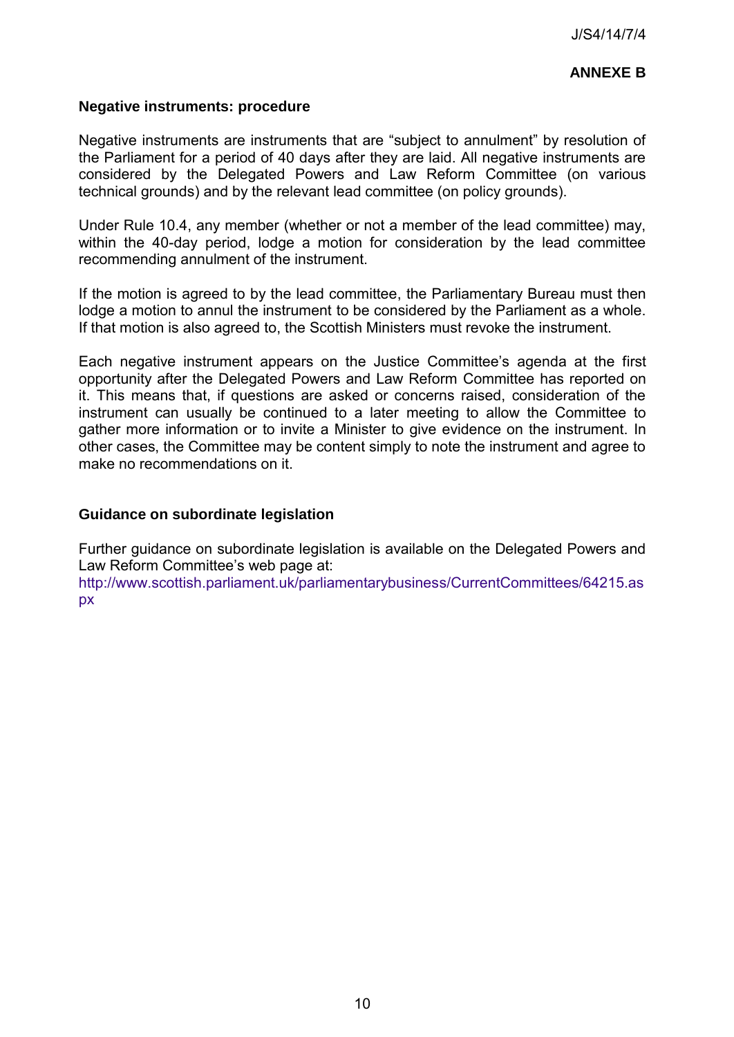**ANNEXE B**

**Negative instruments: procedure**

Negative instruments are instruments that are "subject to annulment" by resolution of the Parliament for a period of 40 days after they are laid. All negative instruments are considered by the Delegated Powers and Law Reform Committee (on various technical grounds) and by the relevant lead committee (on policy grounds).

Under Rule 10.4, any member (whether or not a member of the lead committee) may, within the 40-day period, lodge a motion for consideration by the lead committee recommending annulment of the instrument.

If the motion is agreed to by the lead committee, the Parliamentary Bureau must then lodge a motion to annul the instrument to be considered by the Parliament as a whole. If that motion is also agreed to, the Scottish Ministers must revoke the instrument.

Each negative instrument appears on the Justice Committee's agenda at the first opportunity after the Delegated Powers and Law Reform Committee has reported on it. This means that, if questions are asked or concerns raised, consideration of the instrument can usually be continued to a later meeting to allow the Committee to gather more information or to invite a Minister to give evidence on the instrument. In other cases, the Committee may be content simply to note the instrument and agree to make no recommendations on it.

**Guidance on subordinate legislation**

Further guidance on subordinate legislation is available on the Delegated Powers and Law Reform Committee's web page at:
http://www.scottish.parliament.uk/parliamentarybusiness/CurrentCommittees/64215.aspx